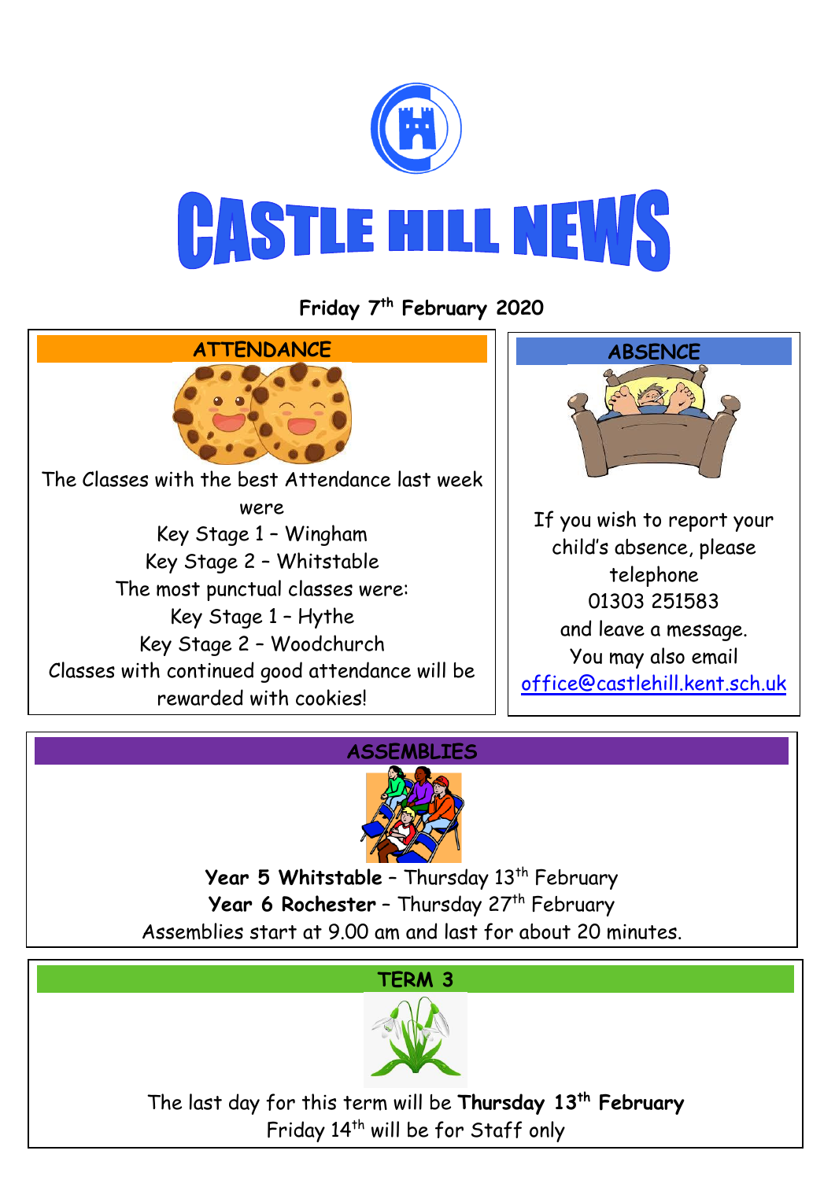# CASTLE HILL NEWS

**Friday 7th February 2020**

## ATTENDANCE

The Classes with the best Attendance last week were

Key Stage 1 – Wingham

Key Stage 2 – Whitstable

The most punctual classes were:

Key Stage 1 – Hythe

Key Stage 2 – Woodchurch

Classes with continued good attendance will be rewarded with cookies!

## ABSENCE

If you wish to report your child's absence, please telephone 01303 251583 and leave a message.

You may also email office@castlehill.kent.sch.uk

## ASSEMBLIES

**Year 5 Whitstable** – Thursday 13th February

**Year 6 Rochester** – Thursday 27th February

Assemblies start at 9.00 am and last for about 20 minutes.

## TERM 3

The last day for this term will be **Thursday 13th February**

Friday 14th will be for Staff only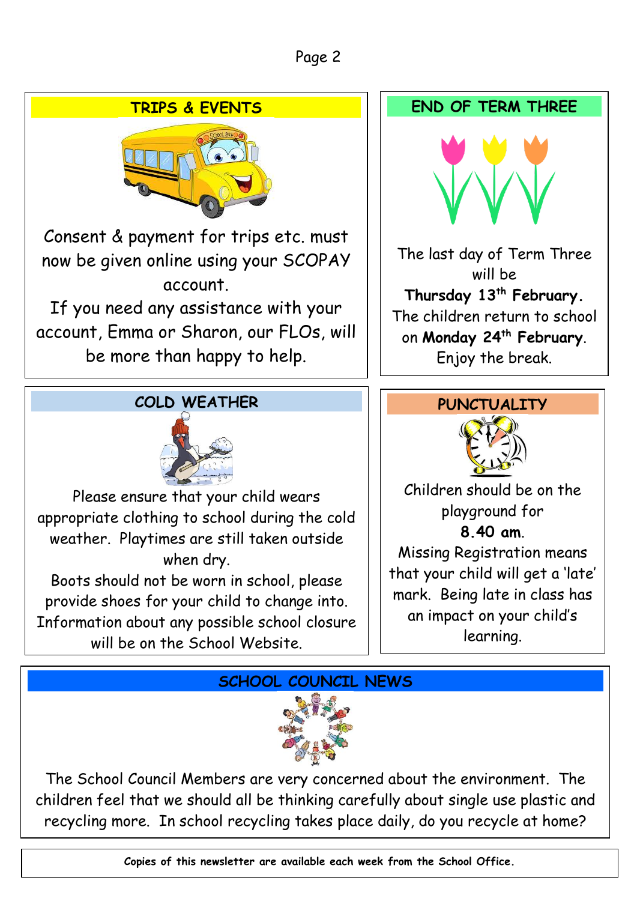## TRIPS & EVENTS

Consent & payment for trips etc. must now be given online using your SCOPAY account.

If you need any assistance with your account, Emma or Sharon, our FLOs, will be more than happy to help.

## END OF TERM THREE

The last day of Term Three will be **Thursday 13th February.** The children return to school on **Monday 24th February**. Enjoy the break.

## COLD WEATHER

Please ensure that your child wears appropriate clothing to school during the cold weather. Playtimes are still taken outside when dry.

Boots should not be worn in school, please provide shoes for your child to change into.

Information about any possible school closure will be on the School Website.

## PUNCTUALITY

Children should be on the playground for **8.40 am**.

Missing Registration means that your child will get a 'late' mark. Being late in class has an impact on your child's learning.

## SCHOOL COUNCIL NEWS

The School Council Members are very concerned about the environment. The children feel that we should all be thinking carefully about single use plastic and recycling more. In school recycling takes place daily, do you recycle at home?

**Copies of this newsletter are available each week from the School Office.**